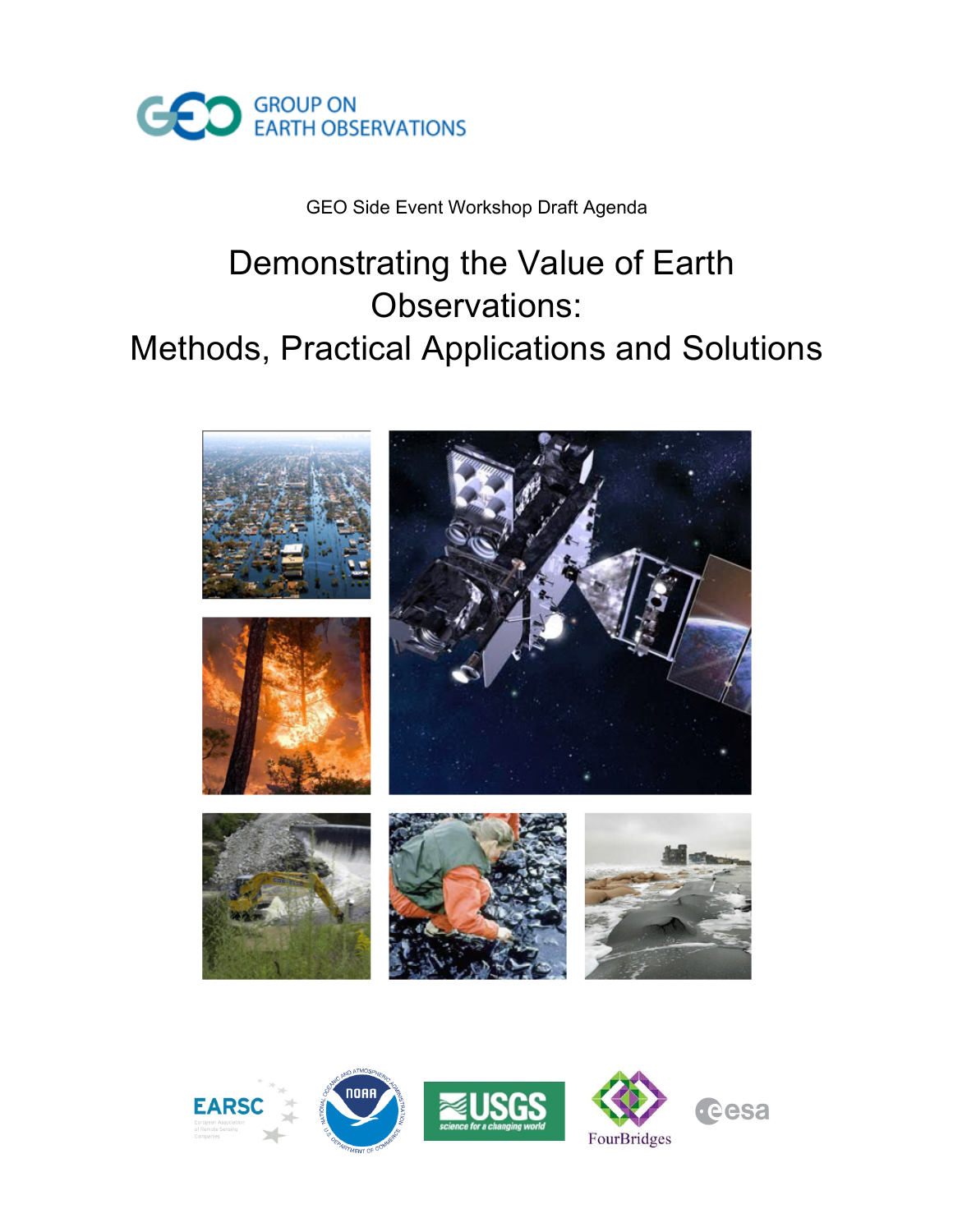GROUP ON EARTH OBSERVATIONS

GEO Side Event Workshop Draft Agenda

# Demonstrating the Value of Earth Observations: Methods, Practical Applications and Solutions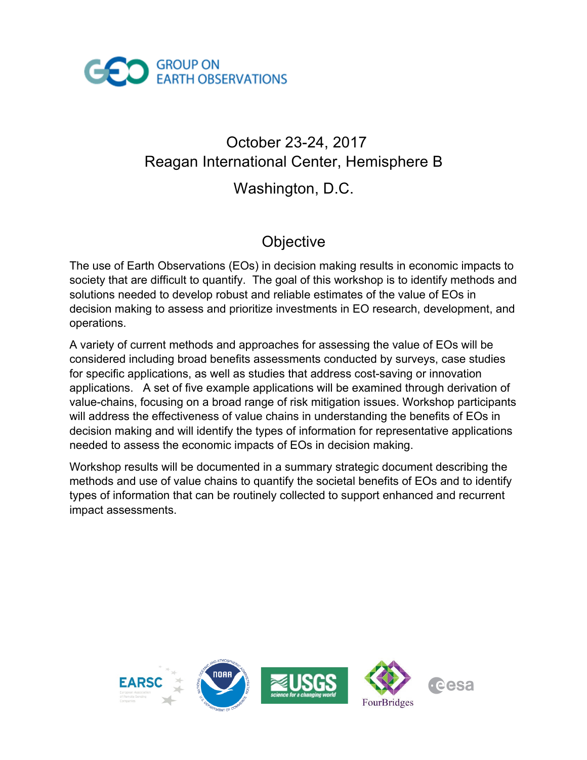GROUP ON EARTH OBSERVATIONS

October 23-24, 2017
Reagan International Center, Hemisphere B

Washington, D.C.

## Objective

The use of Earth Observations (EOs) in decision making results in economic impacts to society that are difficult to quantify. The goal of this workshop is to identify methods and solutions needed to develop robust and reliable estimates of the value of EOs in decision making to assess and prioritize investments in EO research, development, and operations.

A variety of current methods and approaches for assessing the value of EOs will be considered including broad benefits assessments conducted by surveys, case studies for specific applications, as well as studies that address cost-saving or innovation applications. A set of five example applications will be examined through derivation of value-chains, focusing on a broad range of risk mitigation issues. Workshop participants will address the effectiveness of value chains in understanding the benefits of EOs in decision making and will identify the types of information for representative applications needed to assess the economic impacts of EOs in decision making.

Workshop results will be documented in a summary strategic document describing the methods and use of value chains to quantify the societal benefits of EOs and to identify types of information that can be routinely collected to support enhanced and recurrent impact assessments.

EARSC NOAA USGS science for a changing world FourBridges esa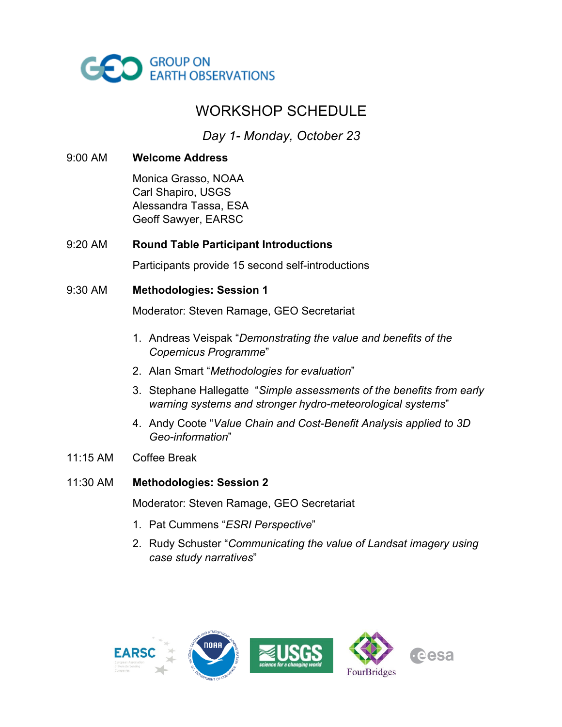GROUP ON EARTH OBSERVATIONS

# WORKSHOP SCHEDULE

*Day 1- Monday, October 23*

9:00 AM **Welcome Address**

Monica Grasso, NOAA
Carl Shapiro, USGS
Alessandra Tassa, ESA
Geoff Sawyer, EARSC

9:20 AM **Round Table Participant Introductions**

Participants provide 15 second self-introductions

9:30 AM **Methodologies: Session 1**

Moderator: Steven Ramage, GEO Secretariat

1. Andreas Veispak "*Demonstrating the value and benefits of the Copernicus Programme*"
2. Alan Smart "*Methodologies for evaluation*"
3. Stephane Hallegatte "*Simple assessments of the benefits from early warning systems and stronger hydro-meteorological systems*"
4. Andy Coote "*Value Chain and Cost-Benefit Analysis applied to 3D Geo-information*"

11:15 AM Coffee Break

11:30 AM **Methodologies: Session 2**

Moderator: Steven Ramage, GEO Secretariat

1. Pat Cummens "*ESRI Perspective*"
2. Rudy Schuster "*Communicating the value of Landsat imagery using case study narratives*"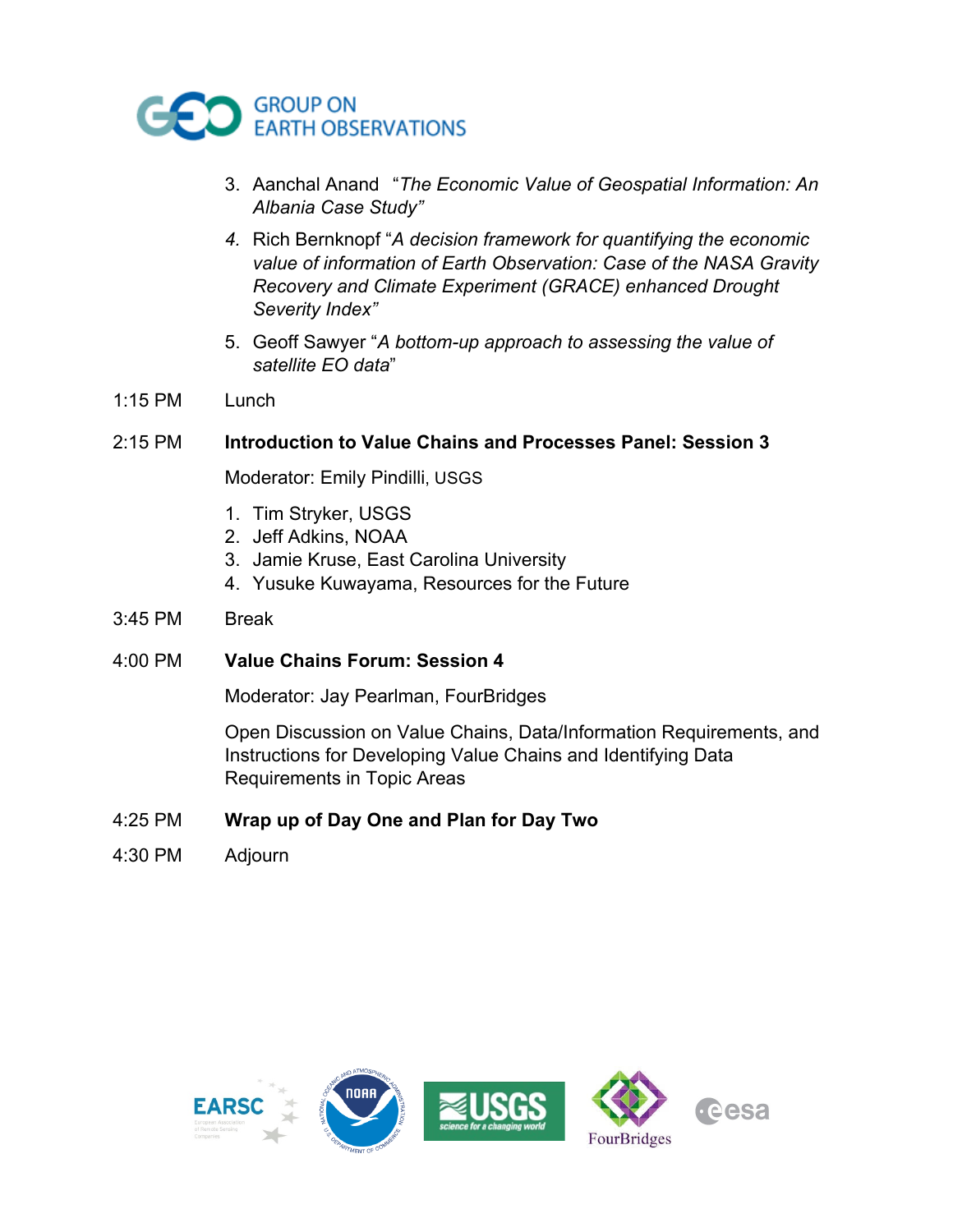3. Aanchal Anand "*The Economic Value of Geospatial Information: An Albania Case Study*"
4. Rich Bernknopf "*A decision framework for quantifying the economic value of information of Earth Observation: Case of the NASA Gravity Recovery and Climate Experiment (GRACE) enhanced Drought Severity Index*"
5. Geoff Sawyer "*A bottom-up approach to assessing the value of satellite EO data*"

1:15 PM Lunch

2:15 PM **Introduction to Value Chains and Processes Panel: Session 3**

Moderator: Emily Pindilli, USGS

1. Tim Stryker, USGS
2. Jeff Adkins, NOAA
3. Jamie Kruse, East Carolina University
4. Yusuke Kuwayama, Resources for the Future

3:45 PM Break

4:00 PM **Value Chains Forum: Session 4**

Moderator: Jay Pearlman, FourBridges

Open Discussion on Value Chains, Data/Information Requirements, and Instructions for Developing Value Chains and Identifying Data Requirements in Topic Areas

4:25 PM **Wrap up of Day One and Plan for Day Two**

4:30 PM Adjourn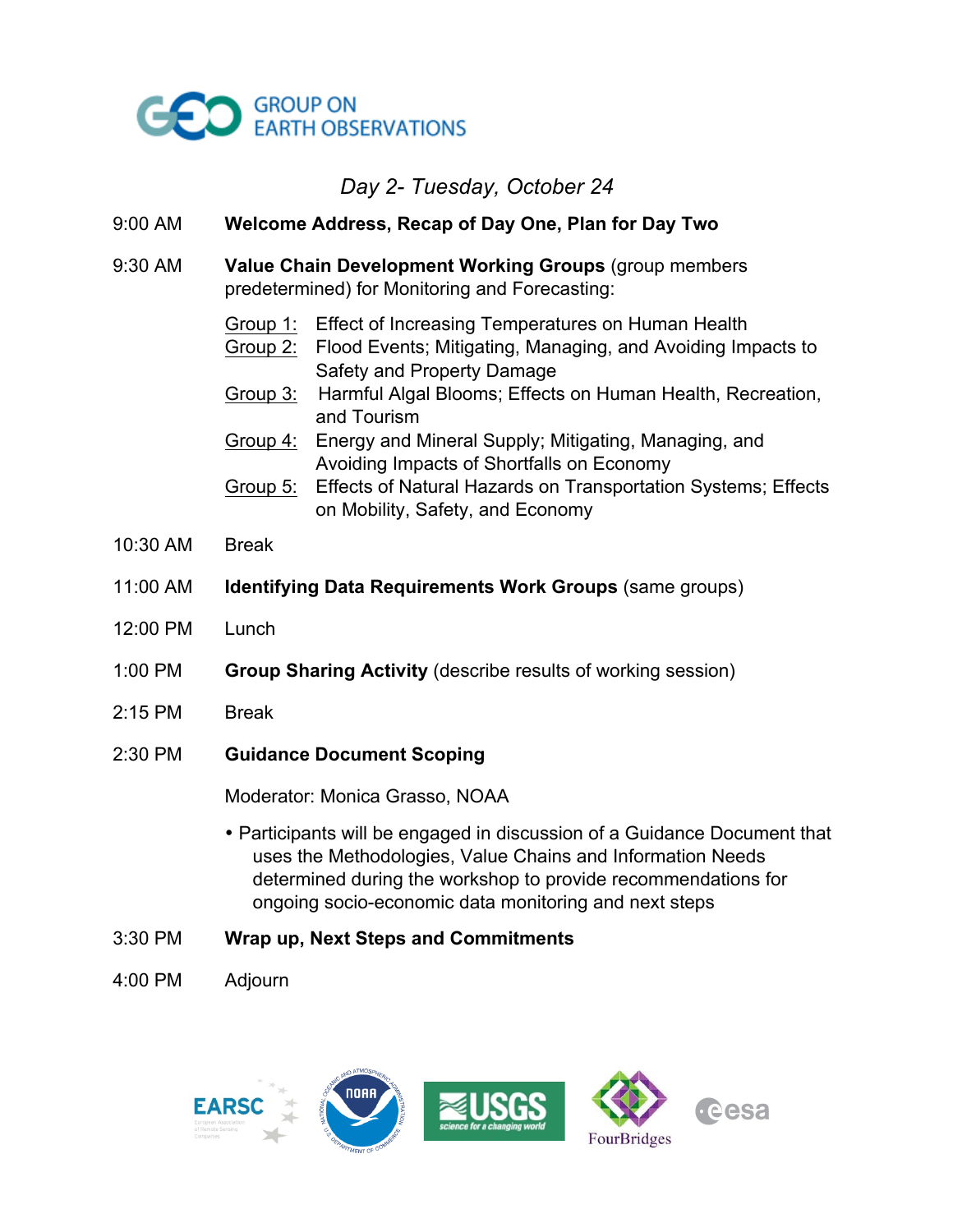GROUP ON EARTH OBSERVATIONS

*Day 2- Tuesday, October 24*

9:00 AM **Welcome Address, Recap of Day One, Plan for Day Two**

9:30 AM **Value Chain Development Working Groups** (group members predetermined) for Monitoring and Forecasting:

- Group 1: Effect of Increasing Temperatures on Human Health
- Group 2: Flood Events; Mitigating, Managing, and Avoiding Impacts to Safety and Property Damage
- Group 3: Harmful Algal Blooms; Effects on Human Health, Recreation, and Tourism
- Group 4: Energy and Mineral Supply; Mitigating, Managing, and Avoiding Impacts of Shortfalls on Economy
- Group 5: Effects of Natural Hazards on Transportation Systems; Effects on Mobility, Safety, and Economy

10:30 AM Break

11:00 AM **Identifying Data Requirements Work Groups** (same groups)

12:00 PM Lunch

1:00 PM **Group Sharing Activity** (describe results of working session)

2:15 PM Break

2:30 PM **Guidance Document Scoping**

Moderator: Monica Grasso, NOAA

- Participants will be engaged in discussion of a Guidance Document that uses the Methodologies, Value Chains and Information Needs determined during the workshop to provide recommendations for ongoing socio-economic data monitoring and next steps

3:30 PM **Wrap up, Next Steps and Commitments**

4:00 PM Adjourn

EARSC European Association of Remote Sensing Companies · NOAA · USGS science for a changing world · FourBridges · esa